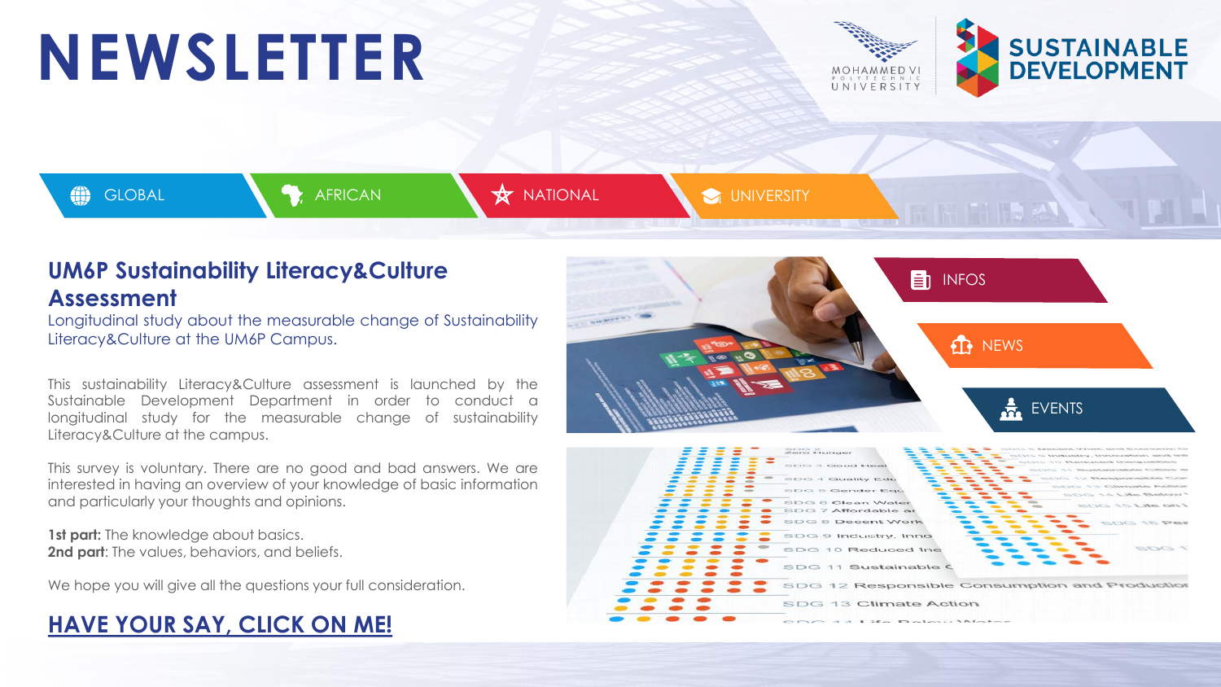# NEWSLETTER

MOHAMMED VI POLYTECHNIC UNIVERSITY

SUSTAINABLE DEVELOPMENT

GLOBAL | AFRICAN | NATIONAL | UNIVERSITY

## UM6P Sustainability Literacy&Culture Assessment

Longitudinal study about the measurable change of Sustainability Literacy&Culture at the UM6P Campus.

This sustainability Literacy&Culture assessment is launched by the Sustainable Development Department in order to conduct a longitudinal study for the measurable change of sustainability Literacy&Culture at the campus.

This survey is voluntary. There are no good and bad answers. We are interested in having an overview of your knowledge of basic information and particularly your thoughts and opinions.

**1st part:** The knowledge about basics.
**2nd part**: The values, behaviors, and beliefs.

We hope you will give all the questions your full consideration.

## HAVE YOUR SAY, CLICK ON ME!

INFOS

NEWS

EVENTS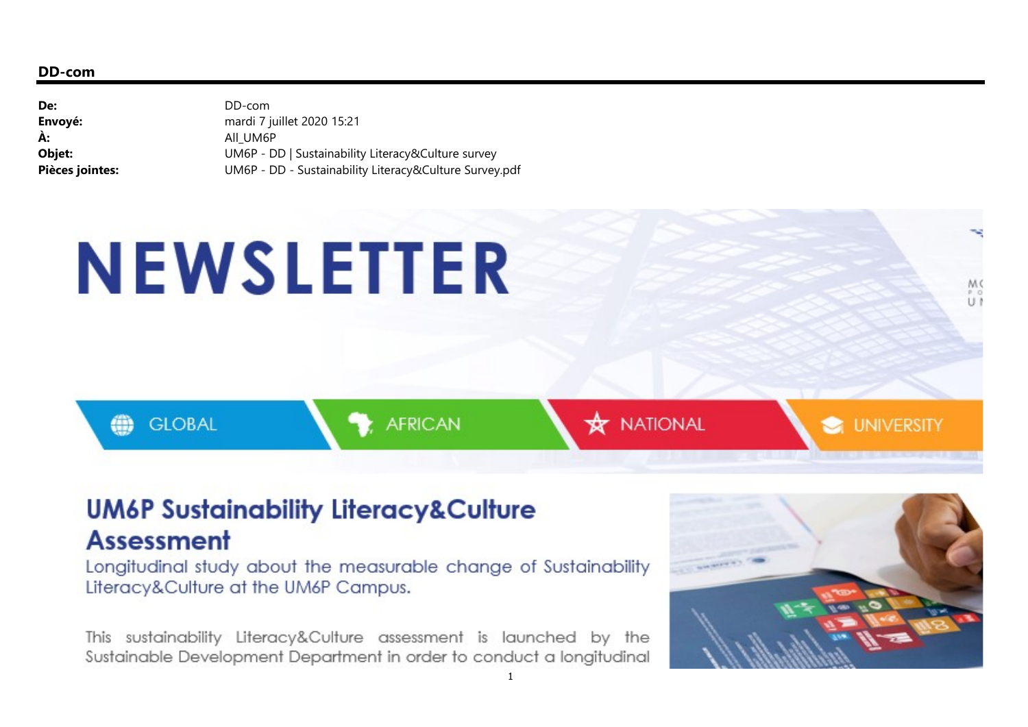**DD-com**

| | |
|---|---|
| **De:** | DD-com |
| **Envoyé:** | mardi 7 juillet 2020 15:21 |
| **À:** | All_UM6P |
| **Objet:** | UM6P - DD \| Sustainability Literacy&Culture survey |
| **Pièces jointes:** | UM6P - DD - Sustainability Literacy&Culture Survey.pdf |

# NEWSLETTER

GLOBAL | AFRICAN | NATIONAL | UNIVERSITY

## UM6P Sustainability Literacy&Culture Assessment

Longitudinal study about the measurable change of Sustainability Literacy&Culture at the UM6P Campus.

This sustainability Literacy&Culture assessment is launched by the Sustainable Development Department in order to conduct a longitudinal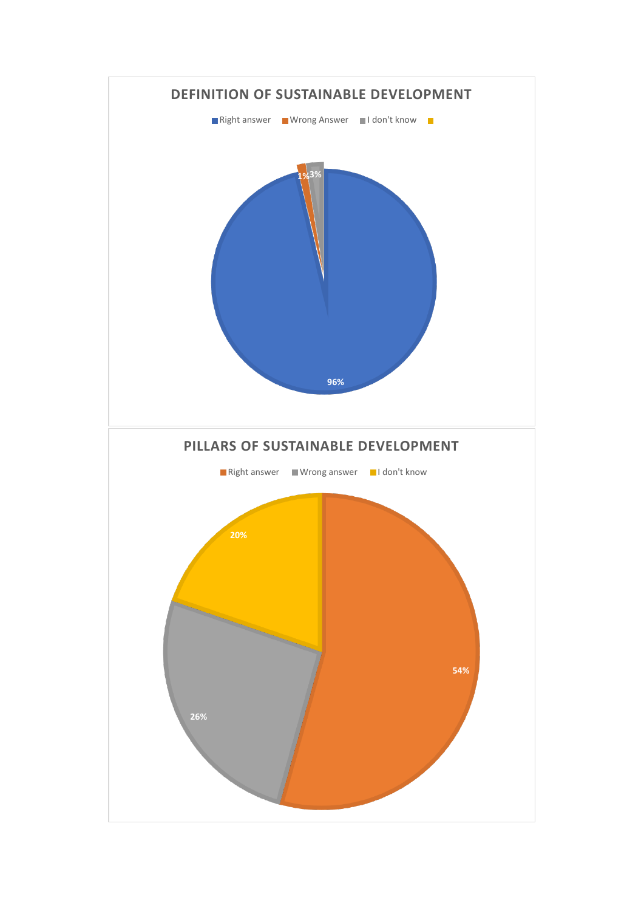**DEFINITION OF SUSTAINABLE DEVELOPMENT**

Right answer | Wrong Answer | I don't know

96% | 1% | 3%

**PILLARS OF SUSTAINABLE DEVELOPMENT**

Right answer | Wrong answer | I don't know

54% | 26% | 20%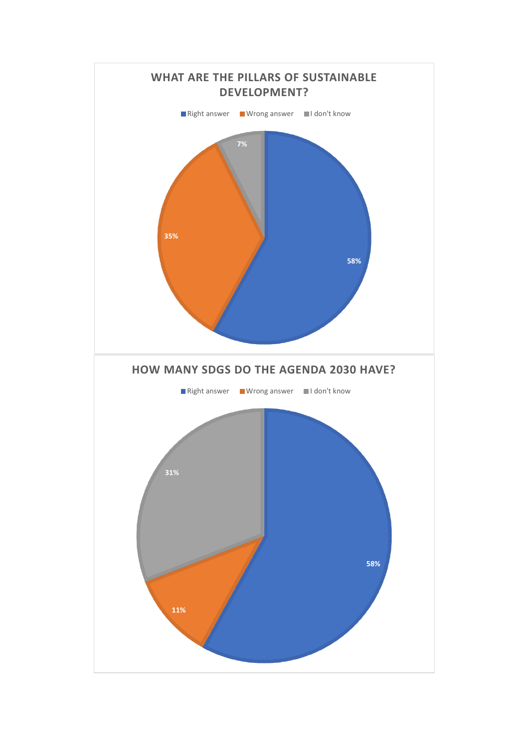## WHAT ARE THE PILLARS OF SUSTAINABLE DEVELOPMENT?

| Answer | Percentage |
| --- | --- |
| Right answer | 58% |
| Wrong answer | 35% |
| I don't know | 7% |

## HOW MANY SDGS DO THE AGENDA 2030 HAVE?

| Answer | Percentage |
| --- | --- |
| Right answer | 58% |
| Wrong answer | 11% |
| I don't know | 31% |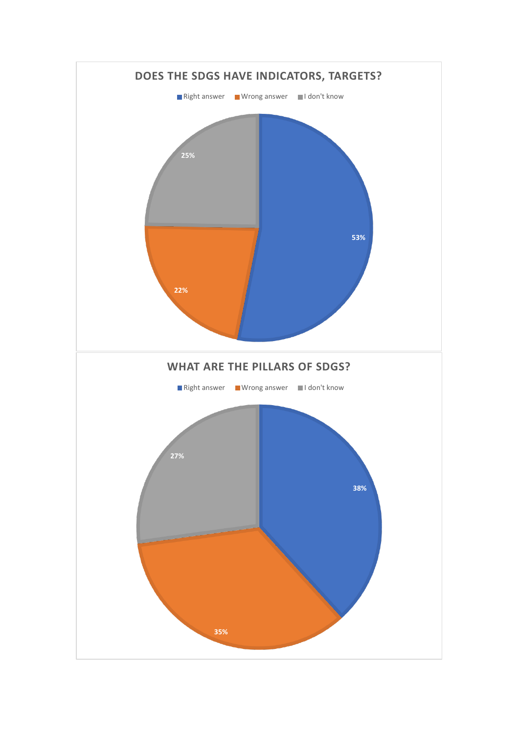**DOES THE SDGS HAVE INDICATORS, TARGETS?**

| Response | Percentage |
| --- | --- |
| Right answer | 53% |
| Wrong answer | 22% |
| I don't know | 25% |

**WHAT ARE THE PILLARS OF SDGS?**

| Response | Percentage |
| --- | --- |
| Right answer | 38% |
| Wrong answer | 35% |
| I don't know | 27% |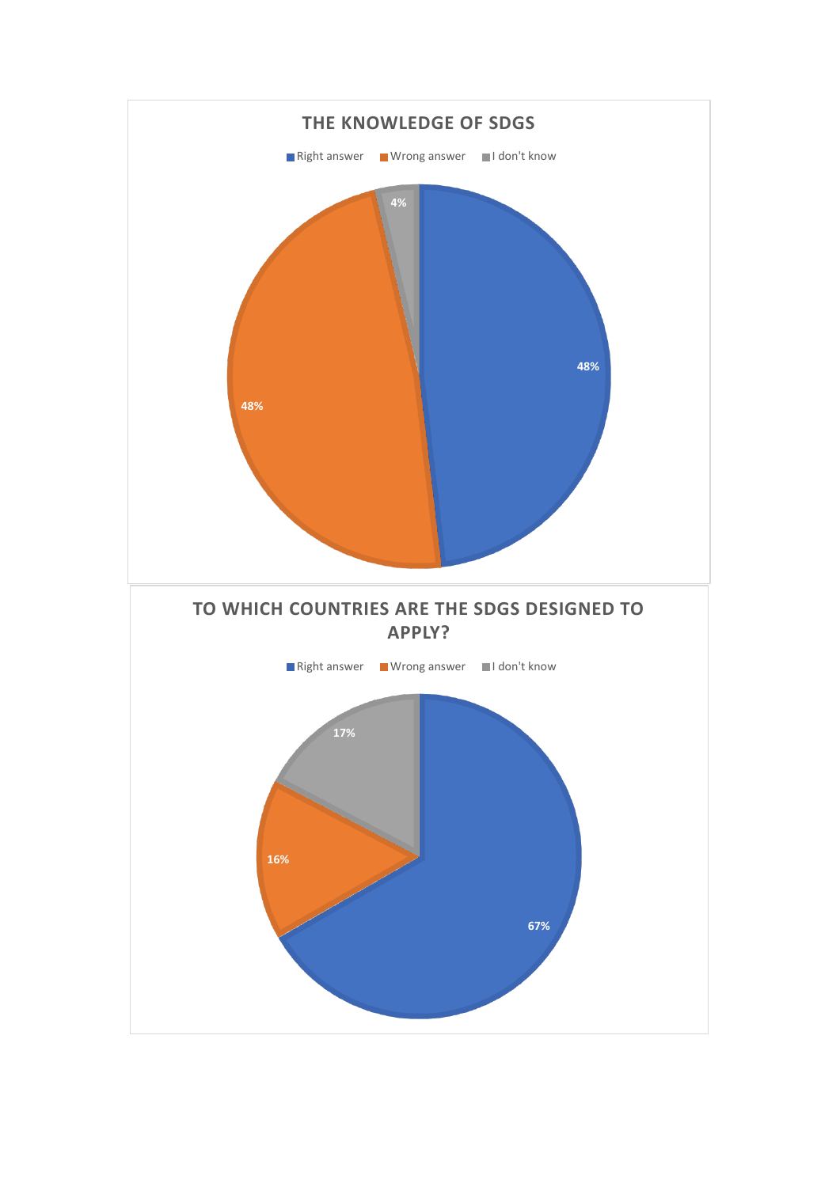**THE KNOWLEDGE OF SDGS**

Right answer | Wrong answer | I don't know

48% | 48% | 4%

**TO WHICH COUNTRIES ARE THE SDGS DESIGNED TO APPLY?**

Right answer | Wrong answer | I don't know

67% | 16% | 17%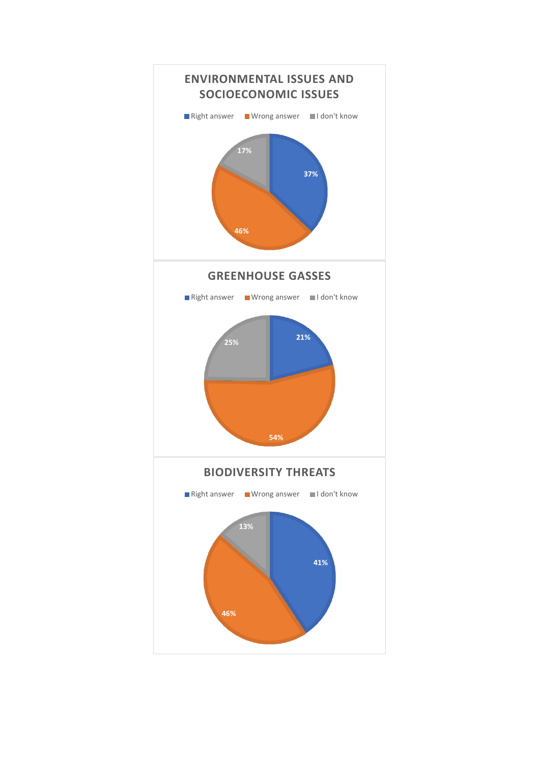ENVIRONMENTAL ISSUES AND SOCIOECONOMIC ISSUES

Right answer
Wrong answer
I don't know

17%
37%
46%

GREENHOUSE GASSES

Right answer
Wrong answer
I don't know

25%
21%
54%

BIODIVERSITY THREATS

Right answer
Wrong answer
I don't know

13%
41%
46%